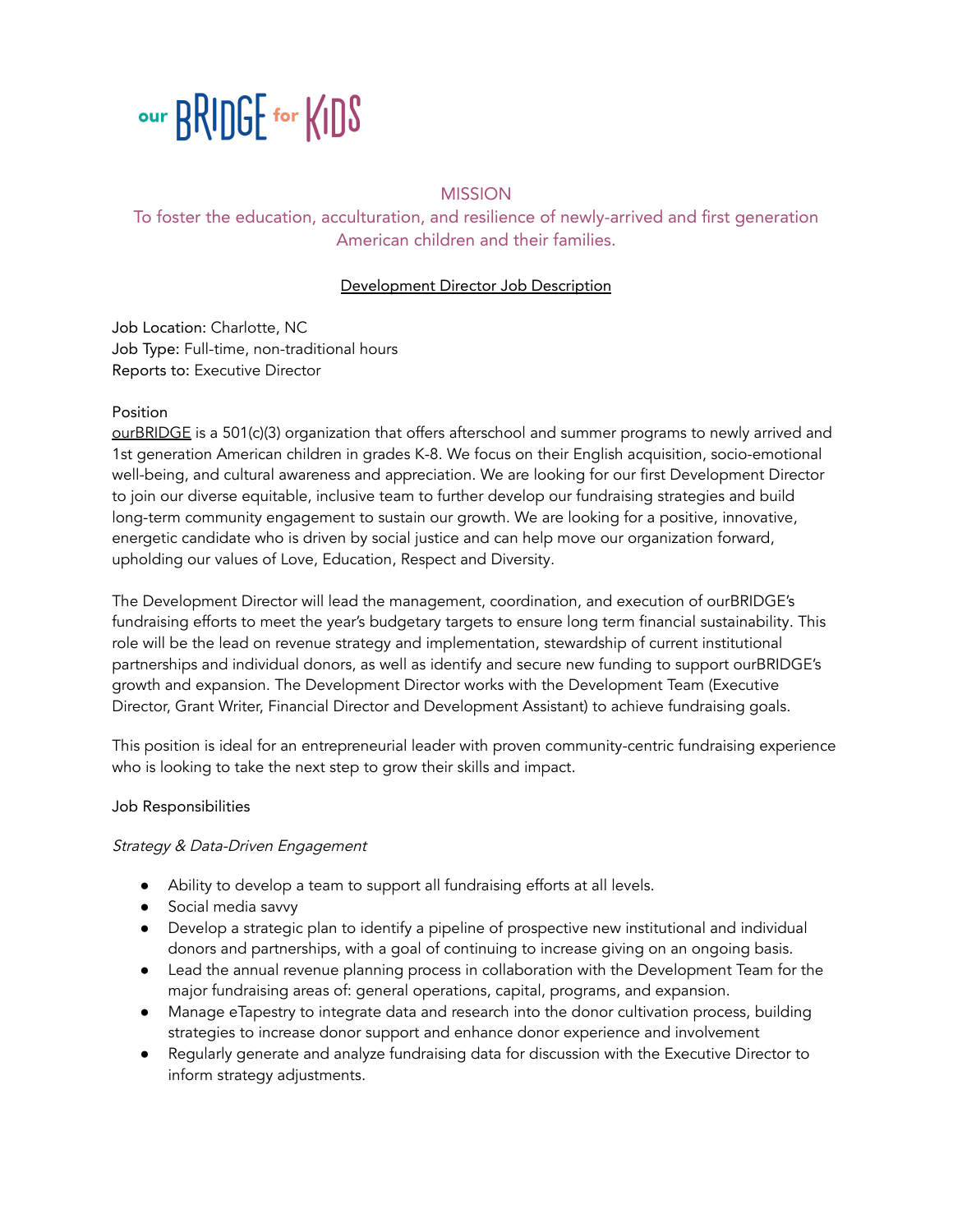our BRIDGE for KIDS

## MISSION

To foster the education, acculturation, and resilience of newly-arrived and first generation American children and their families.

### Development Director Job Description

Job Location: Charlotte, NC
Job Type: Full-time, non-traditional hours
Reports to: Executive Director

Position

ourBRIDGE is a 501(c)(3) organization that offers afterschool and summer programs to newly arrived and 1st generation American children in grades K-8. We focus on their English acquisition, socio-emotional well-being, and cultural awareness and appreciation. We are looking for our first Development Director to join our diverse equitable, inclusive team to further develop our fundraising strategies and build long-term community engagement to sustain our growth. We are looking for a positive, innovative, energetic candidate who is driven by social justice and can help move our organization forward, upholding our values of Love, Education, Respect and Diversity.

The Development Director will lead the management, coordination, and execution of ourBRIDGE's fundraising efforts to meet the year's budgetary targets to ensure long term financial sustainability. This role will be the lead on revenue strategy and implementation, stewardship of current institutional partnerships and individual donors, as well as identify and secure new funding to support ourBRIDGE's growth and expansion. The Development Director works with the Development Team (Executive Director, Grant Writer, Financial Director and Development Assistant) to achieve fundraising goals.

This position is ideal for an entrepreneurial leader with proven community-centric fundraising experience who is looking to take the next step to grow their skills and impact.

Job Responsibilities

*Strategy & Data-Driven Engagement*

- Ability to develop a team to support all fundraising efforts at all levels.
- Social media savvy
- Develop a strategic plan to identify a pipeline of prospective new institutional and individual donors and partnerships, with a goal of continuing to increase giving on an ongoing basis.
- Lead the annual revenue planning process in collaboration with the Development Team for the major fundraising areas of: general operations, capital, programs, and expansion.
- Manage eTapestry to integrate data and research into the donor cultivation process, building strategies to increase donor support and enhance donor experience and involvement
- Regularly generate and analyze fundraising data for discussion with the Executive Director to inform strategy adjustments.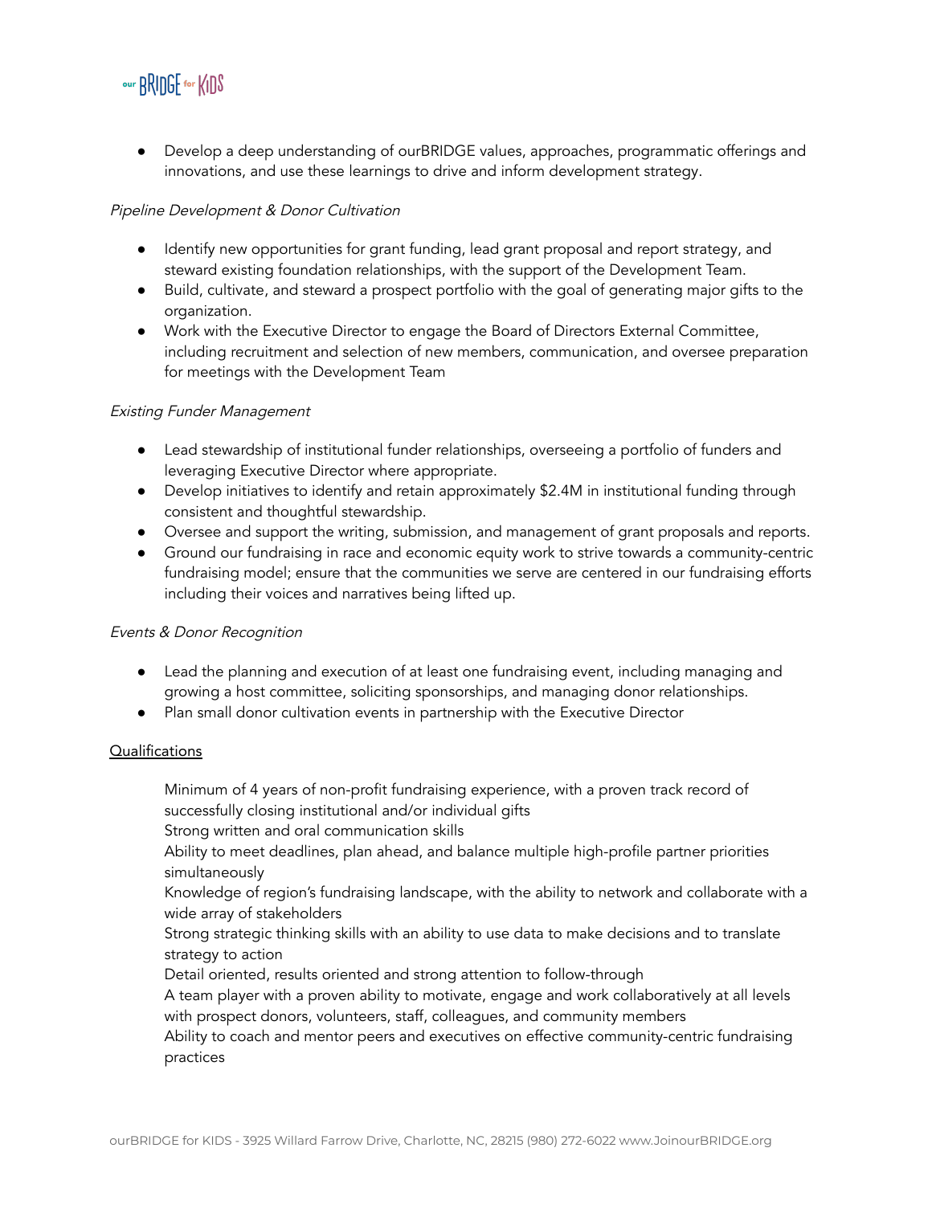- Develop a deep understanding of ourBRIDGE values, approaches, programmatic offerings and innovations, and use these learnings to drive and inform development strategy.

*Pipeline Development & Donor Cultivation*

- Identify new opportunities for grant funding, lead grant proposal and report strategy, and steward existing foundation relationships, with the support of the Development Team.
- Build, cultivate, and steward a prospect portfolio with the goal of generating major gifts to the organization.
- Work with the Executive Director to engage the Board of Directors External Committee, including recruitment and selection of new members, communication, and oversee preparation for meetings with the Development Team

*Existing Funder Management*

- Lead stewardship of institutional funder relationships, overseeing a portfolio of funders and leveraging Executive Director where appropriate.
- Develop initiatives to identify and retain approximately $2.4M in institutional funding through consistent and thoughtful stewardship.
- Oversee and support the writing, submission, and management of grant proposals and reports.
- Ground our fundraising in race and economic equity work to strive towards a community-centric fundraising model; ensure that the communities we serve are centered in our fundraising efforts including their voices and narratives being lifted up.

*Events & Donor Recognition*

- Lead the planning and execution of at least one fundraising event, including managing and growing a host committee, soliciting sponsorships, and managing donor relationships.
- Plan small donor cultivation events in partnership with the Executive Director

## Qualifications

Minimum of 4 years of non-profit fundraising experience, with a proven track record of successfully closing institutional and/or individual gifts

Strong written and oral communication skills

Ability to meet deadlines, plan ahead, and balance multiple high-profile partner priorities simultaneously

Knowledge of region's fundraising landscape, with the ability to network and collaborate with a wide array of stakeholders

Strong strategic thinking skills with an ability to use data to make decisions and to translate strategy to action

Detail oriented, results oriented and strong attention to follow-through

A team player with a proven ability to motivate, engage and work collaboratively at all levels with prospect donors, volunteers, staff, colleagues, and community members

Ability to coach and mentor peers and executives on effective community-centric fundraising practices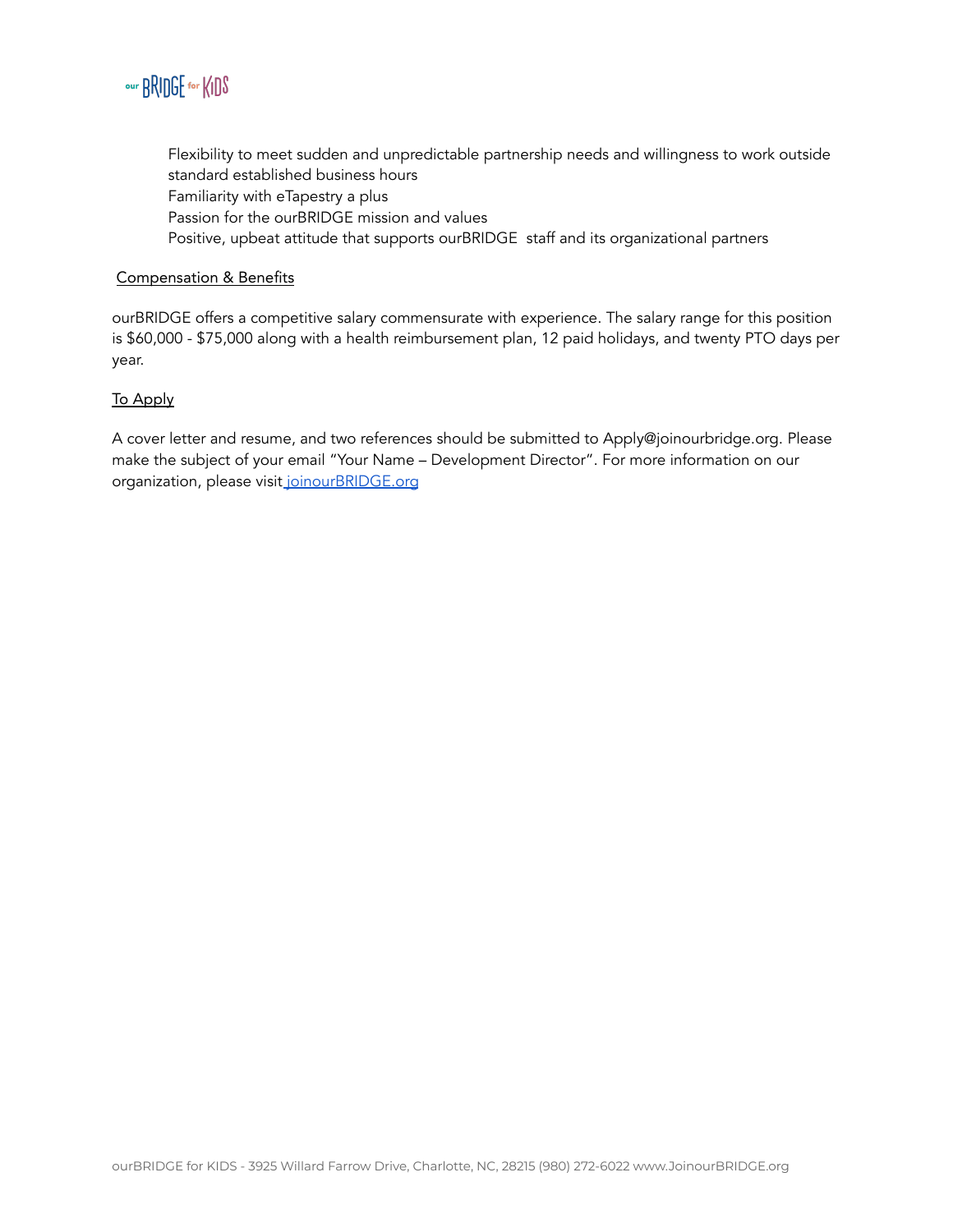Flexibility to meet sudden and unpredictable partnership needs and willingness to work outside standard established business hours

Familiarity with eTapestry a plus

Passion for the ourBRIDGE mission and values

Positive, upbeat attitude that supports ourBRIDGE staff and its organizational partners

## Compensation & Benefits

ourBRIDGE offers a competitive salary commensurate with experience. The salary range for this position is $60,000 - $75,000 along with a health reimbursement plan, 12 paid holidays, and twenty PTO days per year.

## To Apply

A cover letter and resume, and two references should be submitted to Apply@joinourbridge.org. Please make the subject of your email "Your Name – Development Director". For more information on our organization, please visit joinourBRIDGE.org